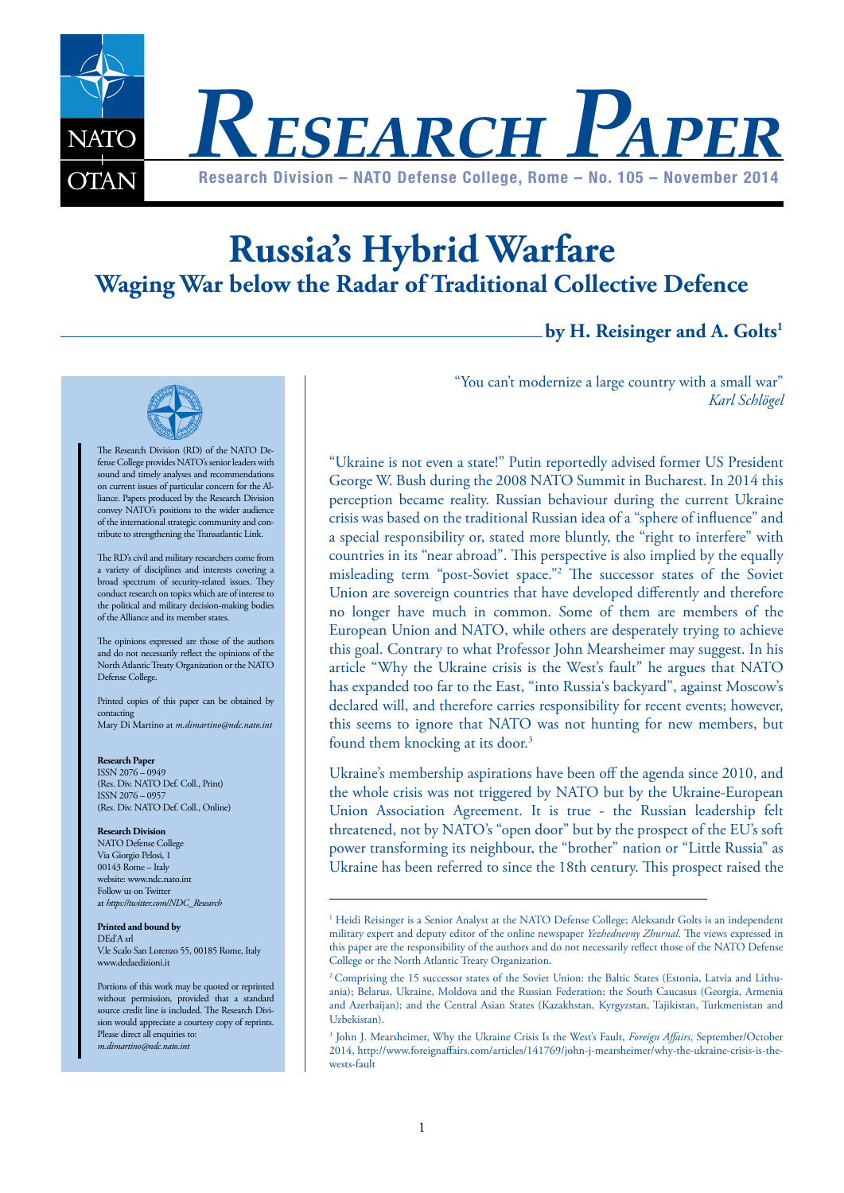# Research Paper

Research Division – NATO Defense College, Rome – No. 105 – November 2014

# Russia's Hybrid Warfare

## Waging War below the Radar of Traditional Collective Defence

**by H. Reisinger and A. Golts[1]**

> "You can't modernize a large country with a small war"
> *Karl Schlögel*

"Ukraine is not even a state!" Putin reportedly advised former US President George W. Bush during the 2008 NATO Summit in Bucharest. In 2014 this perception became reality. Russian behaviour during the current Ukraine crisis was based on the traditional Russian idea of a "sphere of influence" and a special responsibility or, stated more bluntly, the "right to interfere" with countries in its "near abroad". This perspective is also implied by the equally misleading term "post-Soviet space."[2] The successor states of the Soviet Union are sovereign countries that have developed differently and therefore no longer have much in common. Some of them are members of the European Union and NATO, while others are desperately trying to achieve this goal. Contrary to what Professor John Mearsheimer may suggest. In his article "Why the Ukraine crisis is the West's fault" he argues that NATO has expanded too far to the East, "into Russia's backyard", against Moscow's declared will, and therefore carries responsibility for recent events; however, this seems to ignore that NATO was not hunting for new members, but found them knocking at its door.[3]

Ukraine's membership aspirations have been off the agenda since 2010, and the whole crisis was not triggered by NATO but by the Ukraine-European Union Association Agreement. It is true - the Russian leadership felt threatened, not by NATO's "open door" but by the prospect of the EU's soft power transforming its neighbour, the "brother" nation or "Little Russia" as Ukraine has been referred to since the 18th century. This prospect raised the

---

The Research Division (RD) of the NATO Defense College provides NATO's senior leaders with sound and timely analyses and recommendations on current issues of particular concern for the Alliance. Papers produced by the Research Division convey NATO's positions to the wider audience of the international strategic community and contribute to strengthening the Transatlantic Link.

The RD's civil and military researchers come from a variety of disciplines and interests covering a broad spectrum of security-related issues. They conduct research on topics which are of interest to the political and military decision-making bodies of the Alliance and its member states.

The opinions expressed are those of the authors and do not necessarily reflect the opinions of the North Atlantic Treaty Organization or the NATO Defense College.

Printed copies of this paper can be obtained by contacting
Mary Di Martino at *m.dimartino@ndc.nato.int*

**Research Paper**
ISSN 2076 – 0949
(Res. Div. NATO Def. Coll., Print)
ISSN 2076 – 0957
(Res. Div. NATO Def. Coll., Online)

**Research Division**
NATO Defense College
Via Giorgio Pelosi, 1
00143 Rome – Italy
website: www.ndc.nato.int
Follow us on Twitter
at *https://twitter.com/NDC_Research*

**Printed and bound by**
DEd'A srl
V.le Scalo San Lorenzo 55, 00185 Rome, Italy
www.dedaedizioni.it

Portions of this work may be quoted or reprinted without permission, provided that a standard source credit line is included. The Research Division would appreciate a courtesy copy of reprints. Please direct all enquiries to:
*m.dimartino@ndc.nato.int*

---

[1] Heidi Reisinger is a Senior Analyst at the NATO Defense College; Aleksandr Golts is an independent military expert and deputy editor of the online newspaper *Yezhednevny Zhurnal*. The views expressed in this paper are the responsibility of the authors and do not necessarily reflect those of the NATO Defense College or the North Atlantic Treaty Organization.

[2] Comprising the 15 successor states of the Soviet Union: the Baltic States (Estonia, Latvia and Lithuania); Belarus, Ukraine, Moldova and the Russian Federation; the South Caucasus (Georgia, Armenia and Azerbaijan); and the Central Asian States (Kazakhstan, Kyrgyzstan, Tajikistan, Turkmenistan and Uzbekistan).

[3] John J. Mearsheimer, Why the Ukraine Crisis Is the West's Fault, *Foreign Affairs*, September/October 2014, http://www.foreignaffairs.com/articles/141769/john-j-mearsheimer/why-the-ukraine-crisis-is-the-wests-fault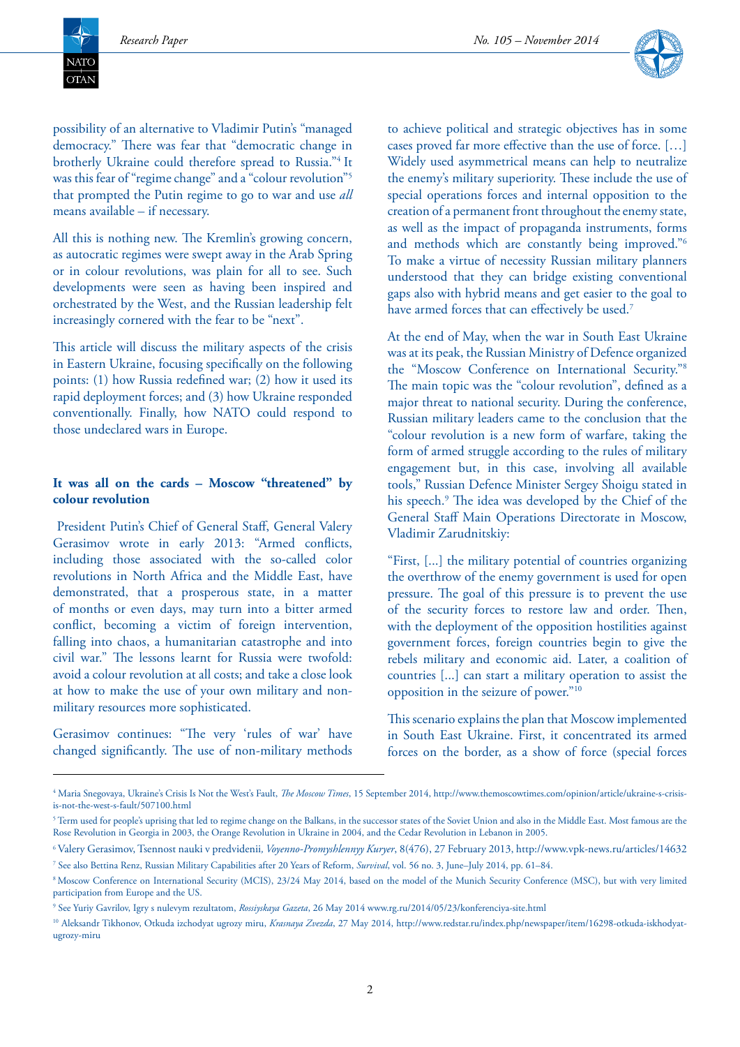possibility of an alternative to Vladimir Putin's "managed democracy." There was fear that "democratic change in brotherly Ukraine could therefore spread to Russia."[4] It was this fear of "regime change" and a "colour revolution"[5] that prompted the Putin regime to go to war and use *all* means available – if necessary.

All this is nothing new. The Kremlin's growing concern, as autocratic regimes were swept away in the Arab Spring or in colour revolutions, was plain for all to see. Such developments were seen as having been inspired and orchestrated by the West, and the Russian leadership felt increasingly cornered with the fear to be "next".

This article will discuss the military aspects of the crisis in Eastern Ukraine, focusing specifically on the following points: (1) how Russia redefined war; (2) how it used its rapid deployment forces; and (3) how Ukraine responded conventionally. Finally, how NATO could respond to those undeclared wars in Europe.

## It was all on the cards – Moscow "threatened" by colour revolution

President Putin's Chief of General Staff, General Valery Gerasimov wrote in early 2013: "Armed conflicts, including those associated with the so-called color revolutions in North Africa and the Middle East, have demonstrated, that a prosperous state, in a matter of months or even days, may turn into a bitter armed conflict, becoming a victim of foreign intervention, falling into chaos, a humanitarian catastrophe and into civil war." The lessons learnt for Russia were twofold: avoid a colour revolution at all costs; and take a close look at how to make the use of your own military and non-military resources more sophisticated.

Gerasimov continues: "The very 'rules of war' have changed significantly. The use of non-military methods to achieve political and strategic objectives has in some cases proved far more effective than the use of force. […] Widely used asymmetrical means can help to neutralize the enemy's military superiority. These include the use of special operations forces and internal opposition to the creation of a permanent front throughout the enemy state, as well as the impact of propaganda instruments, forms and methods which are constantly being improved."[6] To make a virtue of necessity Russian military planners understood that they can bridge existing conventional gaps also with hybrid means and get easier to the goal to have armed forces that can effectively be used.[7]

At the end of May, when the war in South East Ukraine was at its peak, the Russian Ministry of Defence organized the "Moscow Conference on International Security."[8] The main topic was the "colour revolution", defined as a major threat to national security. During the conference, Russian military leaders came to the conclusion that the "colour revolution is a new form of warfare, taking the form of armed struggle according to the rules of military engagement but, in this case, involving all available tools," Russian Defence Minister Sergey Shoigu stated in his speech.[9] The idea was developed by the Chief of the General Staff Main Operations Directorate in Moscow, Vladimir Zarudnitskiy:

"First, […] the military potential of countries organizing the overthrow of the enemy government is used for open pressure. The goal of this pressure is to prevent the use of the security forces to restore law and order. Then, with the deployment of the opposition hostilities against government forces, foreign countries begin to give the rebels military and economic aid. Later, a coalition of countries […] can start a military operation to assist the opposition in the seizure of power."[10]

This scenario explains the plan that Moscow implemented in South East Ukraine. First, it concentrated its armed forces on the border, as a show of force (special forces

---

[4] Maria Snegovaya, Ukraine's Crisis Is Not the West's Fault, *The Moscow Times*, 15 September 2014, http://www.themoscowtimes.com/opinion/article/ukraine-s-crisis-is-not-the-west-s-fault/507100.html

[5] Term used for people's uprising that led to regime change on the Balkans, in the successor states of the Soviet Union and also in the Middle East. Most famous are the Rose Revolution in Georgia in 2003, the Orange Revolution in Ukraine in 2004, and the Cedar Revolution in Lebanon in 2005.

[6] Valery Gerasimov, Tsennost nauki v predvidenii, *Voyenno-Promyshlennyy Kuryer*, 8(476), 27 February 2013, http://www.vpk-news.ru/articles/14632

[7] See also Bettina Renz, Russian Military Capabilities after 20 Years of Reform, *Survival*, vol. 56 no. 3, June–July 2014, pp. 61–84.

[8] Moscow Conference on International Security (MCIS), 23/24 May 2014, based on the model of the Munich Security Conference (MSC), but with very limited participation from Europe and the US.

[9] See Yuriy Gavrilov, Igry s nulevym rezultatom, *Rossiyskaya Gazeta*, 26 May 2014 www.rg.ru/2014/05/23/konferenciya-site.html

[10] Aleksandr Tikhonov, Otkuda izchodyat ugrozy miru, *Krasnaya Zvezda*, 27 May 2014, http://www.redstar.ru/index.php/newspaper/item/16298-otkuda-iskhodyat-ugrozy-miru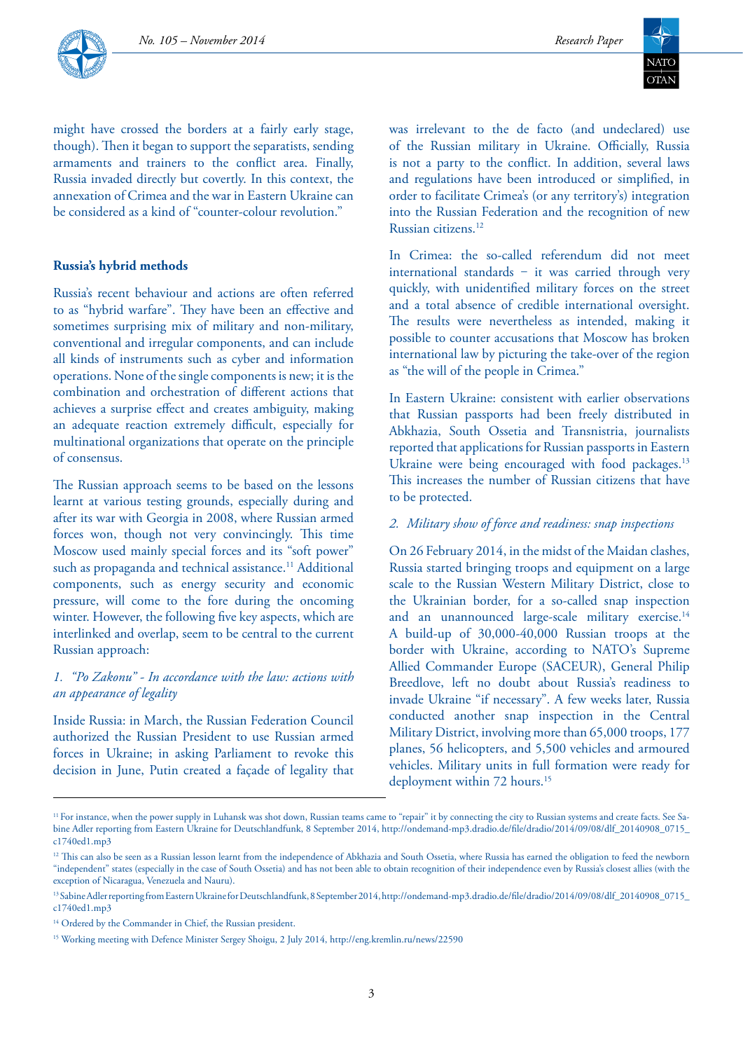might have crossed the borders at a fairly early stage, though). Then it began to support the separatists, sending armaments and trainers to the conflict area. Finally, Russia invaded directly but covertly. In this context, the annexation of Crimea and the war in Eastern Ukraine can be considered as a kind of "counter-colour revolution."

## Russia's hybrid methods

Russia's recent behaviour and actions are often referred to as "hybrid warfare". They have been an effective and sometimes surprising mix of military and non-military, conventional and irregular components, and can include all kinds of instruments such as cyber and information operations. None of the single components is new; it is the combination and orchestration of different actions that achieves a surprise effect and creates ambiguity, making an adequate reaction extremely difficult, especially for multinational organizations that operate on the principle of consensus.

The Russian approach seems to be based on the lessons learnt at various testing grounds, especially during and after its war with Georgia in 2008, where Russian armed forces won, though not very convincingly. This time Moscow used mainly special forces and its "soft power" such as propaganda and technical assistance.[11] Additional components, such as energy security and economic pressure, will come to the fore during the oncoming winter. However, the following five key aspects, which are interlinked and overlap, seem to be central to the current Russian approach:

*1. "Po Zakonu" - In accordance with the law: actions with an appearance of legality*

Inside Russia: in March, the Russian Federation Council authorized the Russian President to use Russian armed forces in Ukraine; in asking Parliament to revoke this decision in June, Putin created a façade of legality that was irrelevant to the de facto (and undeclared) use of the Russian military in Ukraine. Officially, Russia is not a party to the conflict. In addition, several laws and regulations have been introduced or simplified, in order to facilitate Crimea's (or any territory's) integration into the Russian Federation and the recognition of new Russian citizens.[12]

In Crimea: the so-called referendum did not meet international standards – it was carried through very quickly, with unidentified military forces on the street and a total absence of credible international oversight. The results were nevertheless as intended, making it possible to counter accusations that Moscow has broken international law by picturing the take-over of the region as "the will of the people in Crimea."

In Eastern Ukraine: consistent with earlier observations that Russian passports had been freely distributed in Abkhazia, South Ossetia and Transnistria, journalists reported that applications for Russian passports in Eastern Ukraine were being encouraged with food packages.[13] This increases the number of Russian citizens that have to be protected.

*2. Military show of force and readiness: snap inspections*

On 26 February 2014, in the midst of the Maidan clashes, Russia started bringing troops and equipment on a large scale to the Russian Western Military District, close to the Ukrainian border, for a so-called snap inspection and an unannounced large-scale military exercise.[14] A build-up of 30,000-40,000 Russian troops at the border with Ukraine, according to NATO's Supreme Allied Commander Europe (SACEUR), General Philip Breedlove, left no doubt about Russia's readiness to invade Ukraine "if necessary". A few weeks later, Russia conducted another snap inspection in the Central Military District, involving more than 65,000 troops, 177 planes, 56 helicopters, and 5,500 vehicles and armoured vehicles. Military units in full formation were ready for deployment within 72 hours.[15]

---

[11] For instance, when the power supply in Luhansk was shot down, Russian teams came to "repair" it by connecting the city to Russian systems and create facts. See Sabine Adler reporting from Eastern Ukraine for Deutschlandfunk, 8 September 2014, http://ondemand-mp3.dradio.de/file/dradio/2014/09/08/dlf_20140908_0715_c1740ed1.mp3

[12] This can also be seen as a Russian lesson learnt from the independence of Abkhazia and South Ossetia, where Russia has earned the obligation to feed the newborn "independent" states (especially in the case of South Ossetia) and has not been able to obtain recognition of their independence even by Russia's closest allies (with the exception of Nicaragua, Venezuela and Nauru).

[13] Sabine Adler reporting from Eastern Ukraine for Deutschlandfunk, 8 September 2014, http://ondemand-mp3.dradio.de/file/dradio/2014/09/08/dlf_20140908_0715_c1740ed1.mp3

[14] Ordered by the Commander in Chief, the Russian president.

[15] Working meeting with Defence Minister Sergey Shoigu, 2 July 2014, http://eng.kremlin.ru/news/22590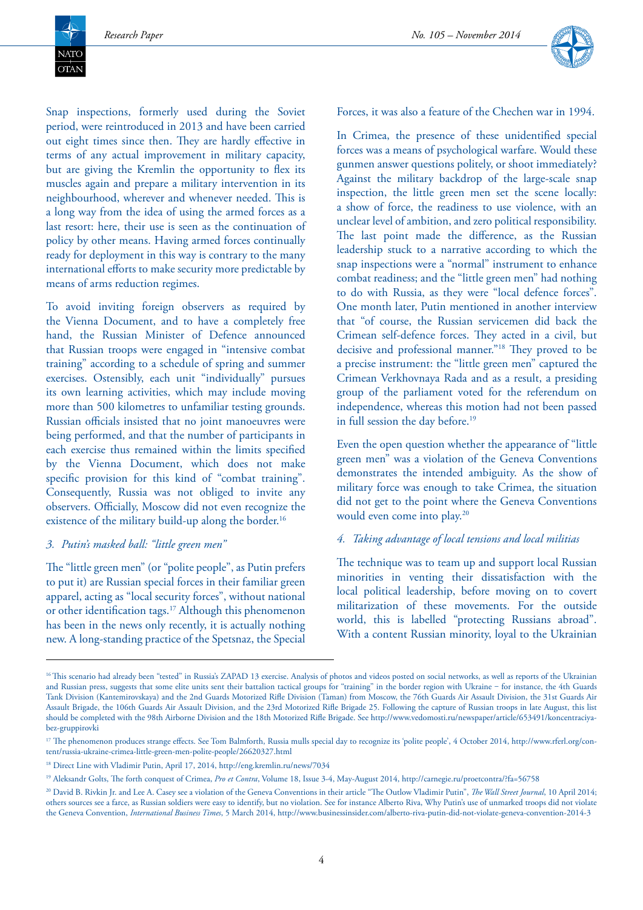Snap inspections, formerly used during the Soviet period, were reintroduced in 2013 and have been carried out eight times since then. They are hardly effective in terms of any actual improvement in military capacity, but are giving the Kremlin the opportunity to flex its muscles again and prepare a military intervention in its neighbourhood, wherever and whenever needed. This is a long way from the idea of using the armed forces as a last resort: here, their use is seen as the continuation of policy by other means. Having armed forces continually ready for deployment in this way is contrary to the many international efforts to make security more predictable by means of arms reduction regimes.

To avoid inviting foreign observers as required by the Vienna Document, and to have a completely free hand, the Russian Minister of Defence announced that Russian troops were engaged in "intensive combat training" according to a schedule of spring and summer exercises. Ostensibly, each unit "individually" pursues its own learning activities, which may include moving more than 500 kilometres to unfamiliar testing grounds. Russian officials insisted that no joint manoeuvres were being performed, and that the number of participants in each exercise thus remained within the limits specified by the Vienna Document, which does not make specific provision for this kind of "combat training". Consequently, Russia was not obliged to invite any observers. Officially, Moscow did not even recognize the existence of the military build-up along the border.[16]

### 3. *Putin's masked ball: "little green men"*

The "little green men" (or "polite people", as Putin prefers to put it) are Russian special forces in their familiar green apparel, acting as "local security forces", without national or other identification tags.[17] Although this phenomenon has been in the news only recently, it is actually nothing new. A long-standing practice of the Spetsnaz, the Special Forces, it was also a feature of the Chechen war in 1994.

In Crimea, the presence of these unidentified special forces was a means of psychological warfare. Would these gunmen answer questions politely, or shoot immediately? Against the military backdrop of the large-scale snap inspection, the little green men set the scene locally: a show of force, the readiness to use violence, with an unclear level of ambition, and zero political responsibility. The last point made the difference, as the Russian leadership stuck to a narrative according to which the snap inspections were a "normal" instrument to enhance combat readiness; and the "little green men" had nothing to do with Russia, as they were "local defence forces". One month later, Putin mentioned in another interview that "of course, the Russian servicemen did back the Crimean self-defence forces. They acted in a civil, but decisive and professional manner."[18] They proved to be a precise instrument: the "little green men" captured the Crimean Verkhovnaya Rada and as a result, a presiding group of the parliament voted for the referendum on independence, whereas this motion had not been passed in full session the day before.[19]

Even the open question whether the appearance of "little green men" was a violation of the Geneva Conventions demonstrates the intended ambiguity. As the show of military force was enough to take Crimea, the situation did not get to the point where the Geneva Conventions would even come into play.[20]

### 4. *Taking advantage of local tensions and local militias*

The technique was to team up and support local Russian minorities in venting their dissatisfaction with the local political leadership, before moving on to covert militarization of these movements. For the outside world, this is labelled "protecting Russians abroad". With a content Russian minority, loyal to the Ukrainian

---

[16] This scenario had already been "tested" in Russia's ZAPAD 13 exercise. Analysis of photos and videos posted on social networks, as well as reports of the Ukrainian and Russian press, suggests that some elite units sent their battalion tactical groups for "training" in the border region with Ukraine – for instance, the 4th Guards Tank Division (Kantemirovskaya) and the 2nd Guards Motorized Rifle Division (Taman) from Moscow, the 76th Guards Air Assault Division, the 31st Guards Air Assault Brigade, the 106th Guards Air Assault Division, and the 23rd Motorized Rifle Brigade 25. Following the capture of Russian troops in late August, this list should be completed with the 98th Airborne Division and the 18th Motorized Rifle Brigade. See http://www.vedomosti.ru/newspaper/article/653491/koncentraciya-bez-gruppirovki

[17] The phenomenon produces strange effects. See Tom Balmforth, Russia mulls special day to recognize its 'polite people', 4 October 2014, http://www.rferl.org/content/russia-ukraine-crimea-little-green-men-polite-people/26620327.html

[18] Direct Line with Vladimir Putin, April 17, 2014, http://eng.kremlin.ru/news/7034

[19] Aleksandr Golts, The forth conquest of Crimea, *Pro et Contra*, Volume 18, Issue 3-4, May-August 2014, http://carnegie.ru/proetcontra/?fa=56758

[20] David B. Rivkin Jr. and Lee A. Casey see a violation of the Geneva Conventions in their article "The Outlow Vladimir Putin", *The Wall Street Journal*, 10 April 2014; others sources see a farce, as Russian soldiers were easy to identify, but no violation. See for instance Alberto Riva, Why Putin's use of unmarked troops did not violate the Geneva Convention, *International Business Times*, 5 March 2014, http://www.businessinsider.com/alberto-riva-putin-did-not-violate-geneva-convention-2014-3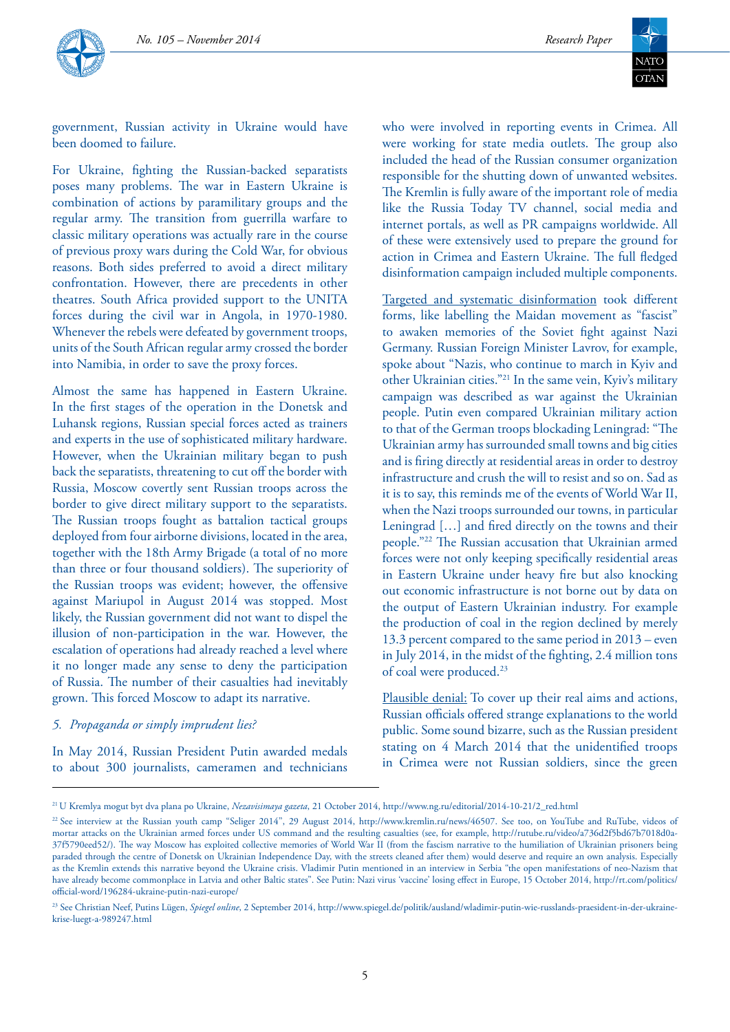government, Russian activity in Ukraine would have been doomed to failure.

For Ukraine, fighting the Russian-backed separatists poses many problems. The war in Eastern Ukraine is combination of actions by paramilitary groups and the regular army. The transition from guerrilla warfare to classic military operations was actually rare in the course of previous proxy wars during the Cold War, for obvious reasons. Both sides preferred to avoid a direct military confrontation. However, there are precedents in other theatres. South Africa provided support to the UNITA forces during the civil war in Angola, in 1970-1980. Whenever the rebels were defeated by government troops, units of the South African regular army crossed the border into Namibia, in order to save the proxy forces.

Almost the same has happened in Eastern Ukraine. In the first stages of the operation in the Donetsk and Luhansk regions, Russian special forces acted as trainers and experts in the use of sophisticated military hardware. However, when the Ukrainian military began to push back the separatists, threatening to cut off the border with Russia, Moscow covertly sent Russian troops across the border to give direct military support to the separatists. The Russian troops fought as battalion tactical groups deployed from four airborne divisions, located in the area, together with the 18th Army Brigade (a total of no more than three or four thousand soldiers). The superiority of the Russian troops was evident; however, the offensive against Mariupol in August 2014 was stopped. Most likely, the Russian government did not want to dispel the illusion of non-participation in the war. However, the escalation of operations had already reached a level where it no longer made any sense to deny the participation of Russia. The number of their casualties had inevitably grown. This forced Moscow to adapt its narrative.

### 5. *Propaganda or simply imprudent lies?*

In May 2014, Russian President Putin awarded medals to about 300 journalists, cameramen and technicians who were involved in reporting events in Crimea. All were working for state media outlets. The group also included the head of the Russian consumer organization responsible for the shutting down of unwanted websites. The Kremlin is fully aware of the important role of media like the Russia Today TV channel, social media and internet portals, as well as PR campaigns worldwide. All of these were extensively used to prepare the ground for action in Crimea and Eastern Ukraine. The full fledged disinformation campaign included multiple components.

Targeted and systematic disinformation took different forms, like labelling the Maidan movement as "fascist" to awaken memories of the Soviet fight against Nazi Germany. Russian Foreign Minister Lavrov, for example, spoke about "Nazis, who continue to march in Kyiv and other Ukrainian cities."[21] In the same vein, Kyiv's military campaign was described as war against the Ukrainian people. Putin even compared Ukrainian military action to that of the German troops blockading Leningrad: "The Ukrainian army has surrounded small towns and big cities and is firing directly at residential areas in order to destroy infrastructure and crush the will to resist and so on. Sad as it is to say, this reminds me of the events of World War II, when the Nazi troops surrounded our towns, in particular Leningrad […] and fired directly on the towns and their people."[22] The Russian accusation that Ukrainian armed forces were not only keeping specifically residential areas in Eastern Ukraine under heavy fire but also knocking out economic infrastructure is not borne out by data on the output of Eastern Ukrainian industry. For example the production of coal in the region declined by merely 13.3 percent compared to the same period in 2013 – even in July 2014, in the midst of the fighting, 2.4 million tons of coal were produced.[23]

Plausible denial: To cover up their real aims and actions, Russian officials offered strange explanations to the world public. Some sound bizarre, such as the Russian president stating on 4 March 2014 that the unidentified troops in Crimea were not Russian soldiers, since the green

---

[21] U Kremlya mogut byt dva plana po Ukraine, *Nezavisimaya gazeta*, 21 October 2014, http://www.ng.ru/editorial/2014-10-21/2_red.html

[22] See interview at the Russian youth camp "Seliger 2014", 29 August 2014, http://www.kremlin.ru/news/46507. See too, on YouTube and RuTube, videos of mortar attacks on the Ukrainian armed forces under US command and the resulting casualties (see, for example, http://rutube.ru/video/a736d2f5bd67b7018d0a37f5790eed52/). The way Moscow has exploited collective memories of World War II (from the fascism narrative to the humiliation of Ukrainian prisoners being paraded through the centre of Donetsk on Ukrainian Independence Day, with the streets cleaned after them) would deserve and require an own analysis. Especially as the Kremlin extends this narrative beyond the Ukraine crisis. Vladimir Putin mentioned in an interview in Serbia "the open manifestations of neo-Nazism that have already become commonplace in Latvia and other Baltic states". See Putin: Nazi virus 'vaccine' losing effect in Europe, 15 October 2014, http://rt.com/politics/official-word/196284-ukraine-putin-nazi-europe/

[23] See Christian Neef, Putins Lügen, *Spiegel online*, 2 September 2014, http://www.spiegel.de/politik/ausland/wladimir-putin-wie-russlands-praesident-in-der-ukraine-krise-luegt-a-989247.html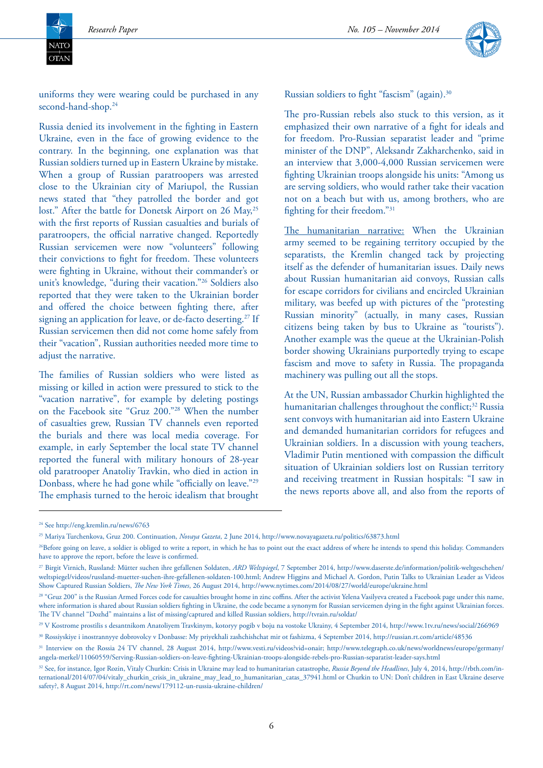uniforms they were wearing could be purchased in any second-hand-shop.[24]

Russia denied its involvement in the fighting in Eastern Ukraine, even in the face of growing evidence to the contrary. In the beginning, one explanation was that Russian soldiers turned up in Eastern Ukraine by mistake. When a group of Russian paratroopers was arrested close to the Ukrainian city of Mariupol, the Russian news stated that "they patrolled the border and got lost." After the battle for Donetsk Airport on 26 May,[25] with the first reports of Russian casualties and burials of paratroopers, the official narrative changed. Reportedly Russian servicemen were now "volunteers" following their convictions to fight for freedom. These volunteers were fighting in Ukraine, without their commander's or unit's knowledge, "during their vacation."[26] Soldiers also reported that they were taken to the Ukrainian border and offered the choice between fighting there, after signing an application for leave, or de-facto deserting.[27] If Russian servicemen then did not come home safely from their "vacation", Russian authorities needed more time to adjust the narrative.

The families of Russian soldiers who were listed as missing or killed in action were pressured to stick to the "vacation narrative", for example by deleting postings on the Facebook site "Gruz 200."[28] When the number of casualties grew, Russian TV channels even reported the burials and there was local media coverage. For example, in early September the local state TV channel reported the funeral with military honours of 28-year old paratrooper Anatoliy Travkin, who died in action in Donbass, where he had gone while "officially on leave."[29] The emphasis turned to the heroic idealism that brought Russian soldiers to fight "fascism" (again).[30]

The pro-Russian rebels also stuck to this version, as it emphasized their own narrative of a fight for ideals and for freedom. Pro-Russian separatist leader and "prime minister of the DNP", Aleksandr Zakharchenko, said in an interview that 3,000-4,000 Russian servicemen were fighting Ukrainian troops alongside his units: "Among us are serving soldiers, who would rather take their vacation not on a beach but with us, among brothers, who are fighting for their freedom."[31]

<u>The humanitarian narrative:</u> When the Ukrainian army seemed to be regaining territory occupied by the separatists, the Kremlin changed tack by projecting itself as the defender of humanitarian issues. Daily news about Russian humanitarian aid convoys, Russian calls for escape corridors for civilians and encircled Ukrainian military, was beefed up with pictures of the "protesting Russian minority" (actually, in many cases, Russian citizens being taken by bus to Ukraine as "tourists"). Another example was the queue at the Ukrainian-Polish border showing Ukrainians purportedly trying to escape fascism and move to safety in Russia. The propaganda machinery was pulling out all the stops.

At the UN, Russian ambassador Churkin highlighted the humanitarian challenges throughout the conflict;[32] Russia sent convoys with humanitarian aid into Eastern Ukraine and demanded humanitarian corridors for refugees and Ukrainian soldiers. In a discussion with young teachers, Vladimir Putin mentioned with compassion the difficult situation of Ukrainian soldiers lost on Russian territory and receiving treatment in Russian hospitals: "I saw in the news reports above all, and also from the reports of

---

[24] See http://eng.kremlin.ru/news/6763

[25] Mariya Turchenkova, Gruz 200. Continuation, *Novaya Gazeta*, 2 June 2014, http://www.novayagazeta.ru/politics/63873.html

[26] Before going on leave, a soldier is obliged to write a report, in which he has to point out the exact address of where he intends to spend this holiday. Commanders have to approve the report, before the leave is confirmed.

[27] Birgit Virnich, Russland: Mütter suchen ihre gefallenen Soldaten, *ARD Weltspiegel*, 7 September 2014, http://www.daserste.de/information/politik-weltgeschehen/weltspiegel/videos/russland-muetter-suchen-ihre-gefallenen-soldaten-100.html; Andrew Higgins and Michael A. Gordon, Putin Talks to Ukrainian Leader as Videos Show Captured Russian Soldiers, *The New York Times*, 26 August 2014, http://www.nytimes.com/2014/08/27/world/europe/ukraine.html

[28] "Gruz 200" is the Russian Armed Forces code for casualties brought home in zinc coffins. After the activist Yelena Vasilyeva created a Facebook page under this name, where information is shared about Russian soldiers fighting in Ukraine, the code became a synonym for Russian servicemen dying in the fight against Ukrainian forces. The TV channel "Dozhd" maintains a list of missing/captured and killed Russian soldiers, http://tvrain.ru/soldat/

[29] V Kostrome prostilis s desantnikom Anatoliyem Travkinym, kotoryy pogib v boju na vostoke Ukrainy, 4 September 2014, http://www.1tv.ru/news/social/266969

[30] Rossiyskiye i inostrannyye dobrovolcy v Donbasse: My priyekhali zashchishchat mir ot fashizma, 4 September 2014, http://russian.rt.com/article/48536

[31] Interview on the Rossia 24 TV channel, 28 August 2014, http://www.vesti.ru/videos?vid=onair; http://www.telegraph.co.uk/news/worldnews/europe/germany/angela-merkel/11060559/Serving-Russian-soldiers-on-leave-fighting-Ukrainian-troops-alongside-rebels-pro-Russian-separatist-leader-says.html

[32] See, for instance, Igor Rozin, Vitaly Churkin: Crisis in Ukraine may lead to humanitarian catastrophe, *Russia Beyond the Headlines*, July 4, 2014, http://rbth.com/international/2014/07/04/vitaly_churkin_crisis_in_ukraine_may_lead_to_humanitarian_catas_37941.html or Churkin to UN: Don't children in East Ukraine deserve safety?, 8 August 2014, http://rt.com/news/179112-un-russia-ukraine-children/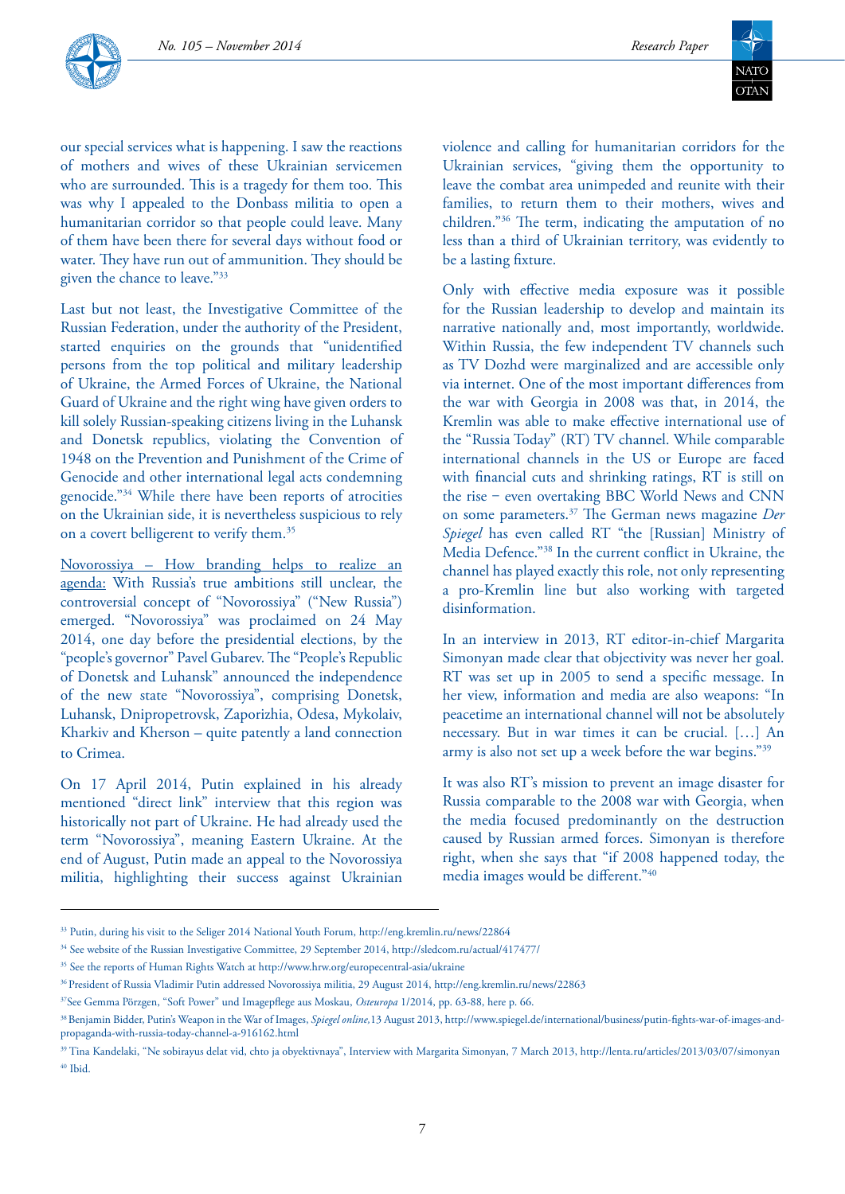our special services what is happening. I saw the reactions of mothers and wives of these Ukrainian servicemen who are surrounded. This is a tragedy for them too. This was why I appealed to the Donbass militia to open a humanitarian corridor so that people could leave. Many of them have been there for several days without food or water. They have run out of ammunition. They should be given the chance to leave."[33]

Last but not least, the Investigative Committee of the Russian Federation, under the authority of the President, started enquiries on the grounds that "unidentified persons from the top political and military leadership of Ukraine, the Armed Forces of Ukraine, the National Guard of Ukraine and the right wing have given orders to kill solely Russian-speaking citizens living in the Luhansk and Donetsk republics, violating the Convention of 1948 on the Prevention and Punishment of the Crime of Genocide and other international legal acts condemning genocide."[34] While there have been reports of atrocities on the Ukrainian side, it is nevertheless suspicious to rely on a covert belligerent to verify them.[35]

Novorossiya – How branding helps to realize an agenda: With Russia's true ambitions still unclear, the controversial concept of "Novorossiya" ("New Russia") emerged. "Novorossiya" was proclaimed on 24 May 2014, one day before the presidential elections, by the "people's governor" Pavel Gubarev. The "People's Republic of Donetsk and Luhansk" announced the independence of the new state "Novorossiya", comprising Donetsk, Luhansk, Dnipropetrovsk, Zaporizhia, Odesa, Mykolaiv, Kharkiv and Kherson – quite patently a land connection to Crimea.

On 17 April 2014, Putin explained in his already mentioned "direct link" interview that this region was historically not part of Ukraine. He had already used the term "Novorossiya", meaning Eastern Ukraine. At the end of August, Putin made an appeal to the Novorossiya militia, highlighting their success against Ukrainian violence and calling for humanitarian corridors for the Ukrainian services, "giving them the opportunity to leave the combat area unimpeded and reunite with their families, to return them to their mothers, wives and children."[36] The term, indicating the amputation of no less than a third of Ukrainian territory, was evidently to be a lasting fixture.

Only with effective media exposure was it possible for the Russian leadership to develop and maintain its narrative nationally and, most importantly, worldwide. Within Russia, the few independent TV channels such as TV Dozhd were marginalized and are accessible only via internet. One of the most important differences from the war with Georgia in 2008 was that, in 2014, the Kremlin was able to make effective international use of the "Russia Today" (RT) TV channel. While comparable international channels in the US or Europe are faced with financial cuts and shrinking ratings, RT is still on the rise − even overtaking BBC World News and CNN on some parameters.[37] The German news magazine *Der Spiegel* has even called RT "the [Russian] Ministry of Media Defence."[38] In the current conflict in Ukraine, the channel has played exactly this role, not only representing a pro-Kremlin line but also working with targeted disinformation.

In an interview in 2013, RT editor-in-chief Margarita Simonyan made clear that objectivity was never her goal. RT was set up in 2005 to send a specific message. In her view, information and media are also weapons: "In peacetime an international channel will not be absolutely necessary. But in war times it can be crucial. […] An army is also not set up a week before the war begins."[39]

It was also RT's mission to prevent an image disaster for Russia comparable to the 2008 war with Georgia, when the media focused predominantly on the destruction caused by Russian armed forces. Simonyan is therefore right, when she says that "if 2008 happened today, the media images would be different."[40]

---

[33] Putin, during his visit to the Seliger 2014 National Youth Forum, http://eng.kremlin.ru/news/22864

[34] See website of the Russian Investigative Committee, 29 September 2014, http://sledcom.ru/actual/417477/

[35] See the reports of Human Rights Watch at http://www.hrw.org/europecentral-asia/ukraine

[36] President of Russia Vladimir Putin addressed Novorossiya militia, 29 August 2014, http://eng.kremlin.ru/news/22863

[37] See Gemma Pörzgen, "Soft Power" und Imagepflege aus Moskau, *Osteuropa* 1/2014, pp. 63-88, here p. 66.

[38] Benjamin Bidder, Putin's Weapon in the War of Images, *Spiegel online*, 13 August 2013, http://www.spiegel.de/international/business/putin-fights-war-of-images-and-propaganda-with-russia-today-channel-a-916162.html

[39] Tina Kandelaki, "Ne sobirayus delat vid, chto ja obyektivnaya", Interview with Margarita Simonyan, 7 March 2013, http://lenta.ru/articles/2013/03/07/simonyan

[40] Ibid.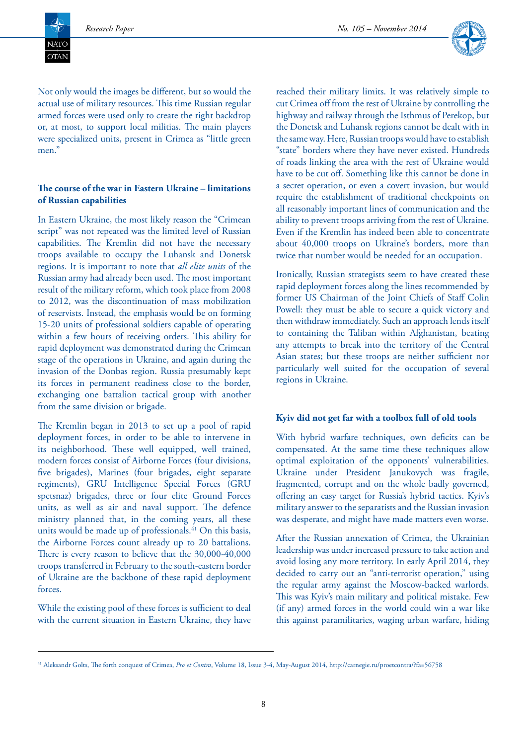Not only would the images be different, but so would the actual use of military resources. This time Russian regular armed forces were used only to create the right backdrop or, at most, to support local militias. The main players were specialized units, present in Crimea as "little green men."

## The course of the war in Eastern Ukraine – limitations of Russian capabilities

In Eastern Ukraine, the most likely reason the "Crimean script" was not repeated was the limited level of Russian capabilities. The Kremlin did not have the necessary troops available to occupy the Luhansk and Donetsk regions. It is important to note that *all elite units* of the Russian army had already been used. The most important result of the military reform, which took place from 2008 to 2012, was the discontinuation of mass mobilization of reservists. Instead, the emphasis would be on forming 15-20 units of professional soldiers capable of operating within a few hours of receiving orders. This ability for rapid deployment was demonstrated during the Crimean stage of the operations in Ukraine, and again during the invasion of the Donbas region. Russia presumably kept its forces in permanent readiness close to the border, exchanging one battalion tactical group with another from the same division or brigade.

The Kremlin began in 2013 to set up a pool of rapid deployment forces, in order to be able to intervene in its neighborhood. These well equipped, well trained, modern forces consist of Airborne Forces (four divisions, five brigades), Marines (four brigades, eight separate regiments), GRU Intelligence Special Forces (GRU spetsnaz) brigades, three or four elite Ground Forces units, as well as air and naval support. The defence ministry planned that, in the coming years, all these units would be made up of professionals.[41] On this basis, the Airborne Forces count already up to 20 battalions. There is every reason to believe that the 30,000-40,000 troops transferred in February to the south-eastern border of Ukraine are the backbone of these rapid deployment forces.

While the existing pool of these forces is sufficient to deal with the current situation in Eastern Ukraine, they have reached their military limits. It was relatively simple to cut Crimea off from the rest of Ukraine by controlling the highway and railway through the Isthmus of Perekop, but the Donetsk and Luhansk regions cannot be dealt with in the same way. Here, Russian troops would have to establish "state" borders where they have never existed. Hundreds of roads linking the area with the rest of Ukraine would have to be cut off. Something like this cannot be done in a secret operation, or even a covert invasion, but would require the establishment of traditional checkpoints on all reasonably important lines of communication and the ability to prevent troops arriving from the rest of Ukraine. Even if the Kremlin has indeed been able to concentrate about 40,000 troops on Ukraine's borders, more than twice that number would be needed for an occupation.

Ironically, Russian strategists seem to have created these rapid deployment forces along the lines recommended by former US Chairman of the Joint Chiefs of Staff Colin Powell: they must be able to secure a quick victory and then withdraw immediately. Such an approach lends itself to containing the Taliban within Afghanistan, beating any attempts to break into the territory of the Central Asian states; but these troops are neither sufficient nor particularly well suited for the occupation of several regions in Ukraine.

## Kyiv did not get far with a toolbox full of old tools

With hybrid warfare techniques, own deficits can be compensated. At the same time these techniques allow optimal exploitation of the opponents' vulnerabilities. Ukraine under President Janukovych was fragile, fragmented, corrupt and on the whole badly governed, offering an easy target for Russia's hybrid tactics. Kyiv's military answer to the separatists and the Russian invasion was desperate, and might have made matters even worse.

After the Russian annexation of Crimea, the Ukrainian leadership was under increased pressure to take action and avoid losing any more territory. In early April 2014, they decided to carry out an "anti-terrorist operation," using the regular army against the Moscow-backed warlords. This was Kyiv's main military and political mistake. Few (if any) armed forces in the world could win a war like this against paramilitaries, waging urban warfare, hiding

---

[41] Aleksandr Golts, The forth conquest of Crimea, *Pro et Contra*, Volume 18, Issue 3-4, May-August 2014, http://carnegie.ru/proetcontra/?fa=56758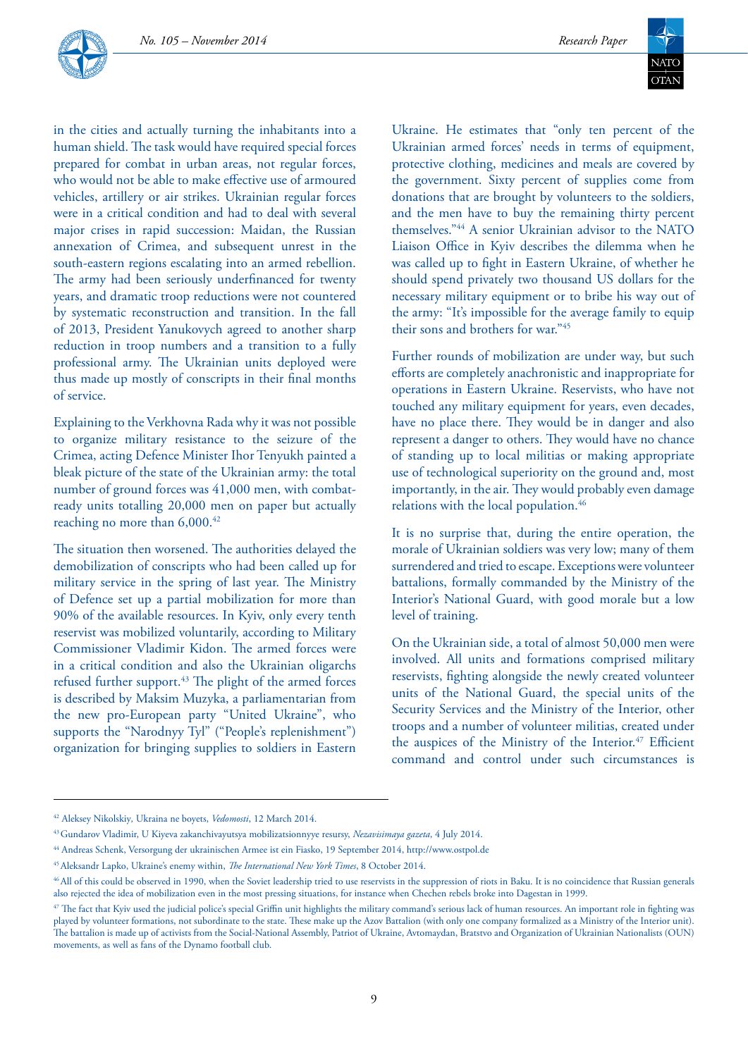in the cities and actually turning the inhabitants into a human shield. The task would have required special forces prepared for combat in urban areas, not regular forces, who would not be able to make effective use of armoured vehicles, artillery or air strikes. Ukrainian regular forces were in a critical condition and had to deal with several major crises in rapid succession: Maidan, the Russian annexation of Crimea, and subsequent unrest in the south-eastern regions escalating into an armed rebellion. The army had been seriously underfinanced for twenty years, and dramatic troop reductions were not countered by systematic reconstruction and transition. In the fall of 2013, President Yanukovych agreed to another sharp reduction in troop numbers and a transition to a fully professional army. The Ukrainian units deployed were thus made up mostly of conscripts in their final months of service.

Explaining to the Verkhovna Rada why it was not possible to organize military resistance to the seizure of the Crimea, acting Defence Minister Ihor Tenyukh painted a bleak picture of the state of the Ukrainian army: the total number of ground forces was 41,000 men, with combat-ready units totalling 20,000 men on paper but actually reaching no more than 6,000.[42]

The situation then worsened. The authorities delayed the demobilization of conscripts who had been called up for military service in the spring of last year. The Ministry of Defence set up a partial mobilization for more than 90% of the available resources. In Kyiv, only every tenth reservist was mobilized voluntarily, according to Military Commissioner Vladimir Kidon. The armed forces were in a critical condition and also the Ukrainian oligarchs refused further support.[43] The plight of the armed forces is described by Maksim Muzyka, a parliamentarian from the new pro-European party "United Ukraine", who supports the "Narodnyy Tyl" ("People's replenishment") organization for bringing supplies to soldiers in Eastern Ukraine. He estimates that "only ten percent of the Ukrainian armed forces' needs in terms of equipment, protective clothing, medicines and meals are covered by the government. Sixty percent of supplies come from donations that are brought by volunteers to the soldiers, and the men have to buy the remaining thirty percent themselves."[44] A senior Ukrainian advisor to the NATO Liaison Office in Kyiv describes the dilemma when he was called up to fight in Eastern Ukraine, of whether he should spend privately two thousand US dollars for the necessary military equipment or to bribe his way out of the army: "It's impossible for the average family to equip their sons and brothers for war."[45]

Further rounds of mobilization are under way, but such efforts are completely anachronistic and inappropriate for operations in Eastern Ukraine. Reservists, who have not touched any military equipment for years, even decades, have no place there. They would be in danger and also represent a danger to others. They would have no chance of standing up to local militias or making appropriate use of technological superiority on the ground and, most importantly, in the air. They would probably even damage relations with the local population.[46]

It is no surprise that, during the entire operation, the morale of Ukrainian soldiers was very low; many of them surrendered and tried to escape. Exceptions were volunteer battalions, formally commanded by the Ministry of the Interior's National Guard, with good morale but a low level of training.

On the Ukrainian side, a total of almost 50,000 men were involved. All units and formations comprised military reservists, fighting alongside the newly created volunteer units of the National Guard, the special units of the Security Services and the Ministry of the Interior, other troops and a number of volunteer militias, created under the auspices of the Ministry of the Interior.[47] Efficient command and control under such circumstances is

---

[42] Aleksey Nikolskiy, Ukraina ne boyets, *Vedomosti*, 12 March 2014.

[43] Gundarov Vladimir, U Kiyeva zakanchivayutsya mobilizatsionnyye resursy, *Nezavisimaya gazeta*, 4 July 2014.

[44] Andreas Schenk, Versorgung der ukrainischen Armee ist ein Fiasko, 19 September 2014, http://www.ostpol.de

[45] Aleksandr Lapko, Ukraine's enemy within, *The International New York Times*, 8 October 2014.

[46] All of this could be observed in 1990, when the Soviet leadership tried to use reservists in the suppression of riots in Baku. It is no coincidence that Russian generals also rejected the idea of mobilization even in the most pressing situations, for instance when Chechen rebels broke into Dagestan in 1999.

[47] The fact that Kyiv used the judicial police's special Griffin unit highlights the military command's serious lack of human resources. An important role in fighting was played by volunteer formations, not subordinate to the state. These make up the Azov Battalion (with only one company formalized as a Ministry of the Interior unit). The battalion is made up of activists from the Social-National Assembly, Patriot of Ukraine, Avtomaydan, Bratstvo and Organization of Ukrainian Nationalists (OUN) movements, as well as fans of the Dynamo football club.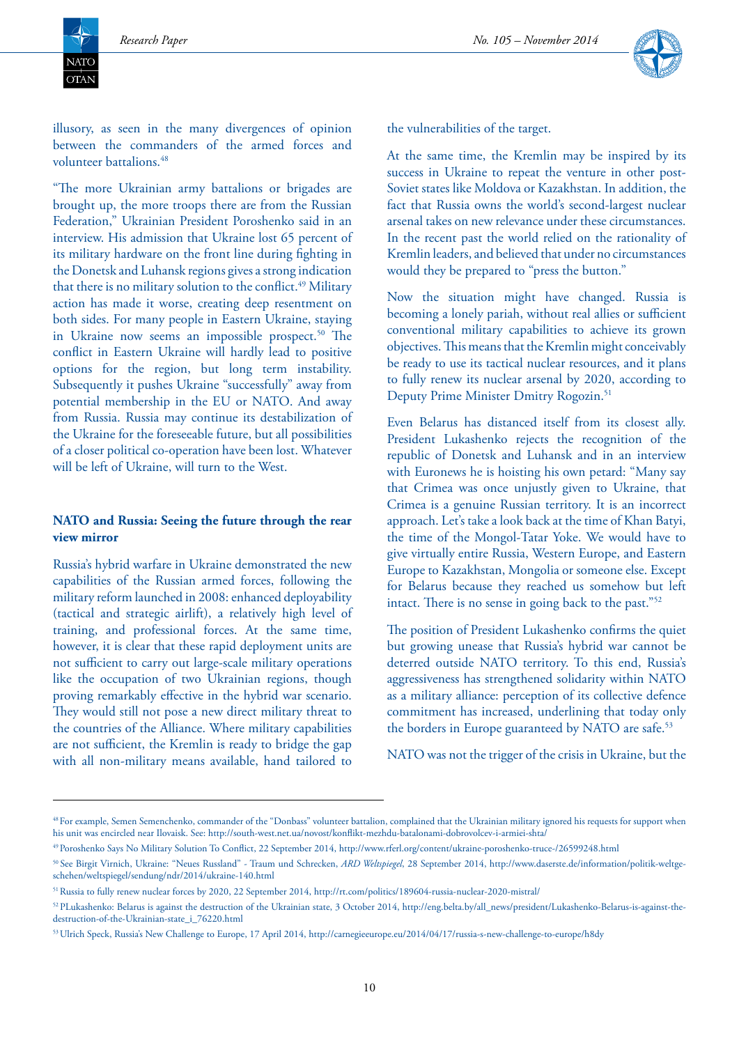illusory, as seen in the many divergences of opinion between the commanders of the armed forces and volunteer battalions.[48]

"The more Ukrainian army battalions or brigades are brought up, the more troops there are from the Russian Federation," Ukrainian President Poroshenko said in an interview. His admission that Ukraine lost 65 percent of its military hardware on the front line during fighting in the Donetsk and Luhansk regions gives a strong indication that there is no military solution to the conflict.[49] Military action has made it worse, creating deep resentment on both sides. For many people in Eastern Ukraine, staying in Ukraine now seems an impossible prospect.[50] The conflict in Eastern Ukraine will hardly lead to positive options for the region, but long term instability. Subsequently it pushes Ukraine "successfully" away from potential membership in the EU or NATO. And away from Russia. Russia may continue its destabilization of the Ukraine for the foreseeable future, but all possibilities of a closer political co-operation have been lost. Whatever will be left of Ukraine, will turn to the West.

### NATO and Russia: Seeing the future through the rear view mirror

Russia's hybrid warfare in Ukraine demonstrated the new capabilities of the Russian armed forces, following the military reform launched in 2008: enhanced deployability (tactical and strategic airlift), a relatively high level of training, and professional forces. At the same time, however, it is clear that these rapid deployment units are not sufficient to carry out large-scale military operations like the occupation of two Ukrainian regions, though proving remarkably effective in the hybrid war scenario. They would still not pose a new direct military threat to the countries of the Alliance. Where military capabilities are not sufficient, the Kremlin is ready to bridge the gap with all non-military means available, hand tailored to the vulnerabilities of the target.

At the same time, the Kremlin may be inspired by its success in Ukraine to repeat the venture in other post-Soviet states like Moldova or Kazakhstan. In addition, the fact that Russia owns the world's second-largest nuclear arsenal takes on new relevance under these circumstances. In the recent past the world relied on the rationality of Kremlin leaders, and believed that under no circumstances would they be prepared to "press the button."

Now the situation might have changed. Russia is becoming a lonely pariah, without real allies or sufficient conventional military capabilities to achieve its grown objectives. This means that the Kremlin might conceivably be ready to use its tactical nuclear resources, and it plans to fully renew its nuclear arsenal by 2020, according to Deputy Prime Minister Dmitry Rogozin.[51]

Even Belarus has distanced itself from its closest ally. President Lukashenko rejects the recognition of the republic of Donetsk and Luhansk and in an interview with Euronews he is hoisting his own petard: "Many say that Crimea was once unjustly given to Ukraine, that Crimea is a genuine Russian territory. It is an incorrect approach. Let's take a look back at the time of Khan Batyi, the time of the Mongol-Tatar Yoke. We would have to give virtually entire Russia, Western Europe, and Eastern Europe to Kazakhstan, Mongolia or someone else. Except for Belarus because they reached us somehow but left intact. There is no sense in going back to the past."[52]

The position of President Lukashenko confirms the quiet but growing unease that Russia's hybrid war cannot be deterred outside NATO territory. To this end, Russia's aggressiveness has strengthened solidarity within NATO as a military alliance: perception of its collective defence commitment has increased, underlining that today only the borders in Europe guaranteed by NATO are safe.[53]

NATO was not the trigger of the crisis in Ukraine, but the

---

[48] For example, Semen Semenchenko, commander of the "Donbass" volunteer battalion, complained that the Ukrainian military ignored his requests for support when his unit was encircled near Ilovaisk. See: http://south-west.net.ua/novost/konflikt-mezhdu-batalonami-dobrovolcev-i-armiei-shta/

[49] Poroshenko Says No Military Solution To Conflict, 22 September 2014, http://www.rferl.org/content/ukraine-poroshenko-truce-/26599248.html

[50] See Birgit Virnich, Ukraine: "Neues Russland" - Traum und Schrecken, *ARD Weltspiegel*, 28 September 2014, http://www.daserste.de/information/politik-weltgeschehen/weltspiegel/sendung/ndr/2014/ukraine-140.html

[51] Russia to fully renew nuclear forces by 2020, 22 September 2014, http://rt.com/politics/189604-russia-nuclear-2020-mistral/

[52] PLukashenko: Belarus is against the destruction of the Ukrainian state, 3 October 2014, http://eng.belta.by/all_news/president/Lukashenko-Belarus-is-against-the-destruction-of-the-Ukrainian-state_i_76220.html

[53] Ulrich Speck, Russia's New Challenge to Europe, 17 April 2014, http://carnegieeurope.eu/2014/04/17/russia-s-new-challenge-to-europe/h8dy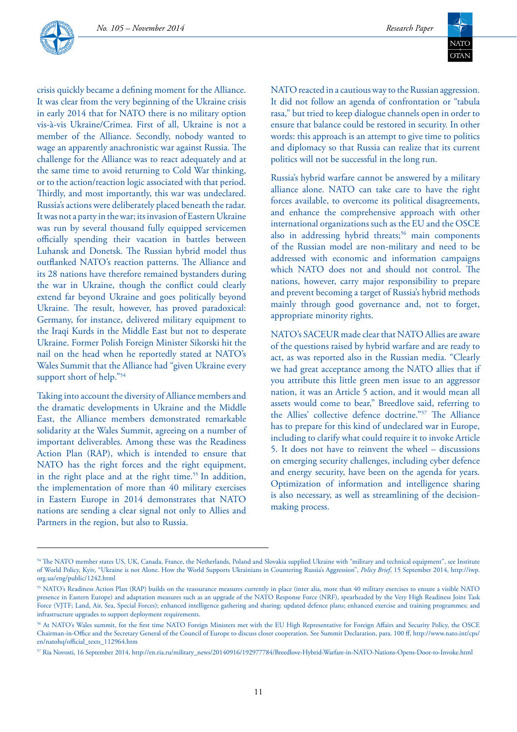crisis quickly became a defining moment for the Alliance. It was clear from the very beginning of the Ukraine crisis in early 2014 that for NATO there is no military option vis-à-vis Ukraine/Crimea. First of all, Ukraine is not a member of the Alliance. Secondly, nobody wanted to wage an apparently anachronistic war against Russia. The challenge for the Alliance was to react adequately and at the same time to avoid returning to Cold War thinking, or to the action/reaction logic associated with that period. Thirdly, and most importantly, this war was undeclared. Russia's actions were deliberately placed beneath the radar. It was not a party in the war; its invasion of Eastern Ukraine was run by several thousand fully equipped servicemen officially spending their vacation in battles between Luhansk and Donetsk. The Russian hybrid model thus outflanked NATO's reaction patterns. The Alliance and its 28 nations have therefore remained bystanders during the war in Ukraine, though the conflict could clearly extend far beyond Ukraine and goes politically beyond Ukraine. The result, however, has proved paradoxical: Germany, for instance, delivered military equipment to the Iraqi Kurds in the Middle East but not to desperate Ukraine. Former Polish Foreign Minister Sikorski hit the nail on the head when he reportedly stated at NATO's Wales Summit that the Alliance had "given Ukraine every support short of help."[54]

Taking into account the diversity of Alliance members and the dramatic developments in Ukraine and the Middle East, the Alliance members demonstrated remarkable solidarity at the Wales Summit, agreeing on a number of important deliverables. Among these was the Readiness Action Plan (RAP), which is intended to ensure that NATO has the right forces and the right equipment, in the right place and at the right time.[55] In addition, the implementation of more than 40 military exercises in Eastern Europe in 2014 demonstrates that NATO nations are sending a clear signal not only to Allies and Partners in the region, but also to Russia.

NATO reacted in a cautious way to the Russian aggression. It did not follow an agenda of confrontation or "tabula rasa," but tried to keep dialogue channels open in order to ensure that balance could be restored in security. In other words: this approach is an attempt to give time to politics and diplomacy so that Russia can realize that its current politics will not be successful in the long run.

Russia's hybrid warfare cannot be answered by a military alliance alone. NATO can take care to have the right forces available, to overcome its political disagreements, and enhance the comprehensive approach with other international organizations such as the EU and the OSCE also in addressing hybrid threats;[56] main components of the Russian model are non-military and need to be addressed with economic and information campaigns which NATO does not and should not control. The nations, however, carry major responsibility to prepare and prevent becoming a target of Russia's hybrid methods mainly through good governance and, not to forget, appropriate minority rights.

NATO's SACEUR made clear that NATO Allies are aware of the questions raised by hybrid warfare and are ready to act, as was reported also in the Russian media. "Clearly we had great acceptance among the NATO allies that if you attribute this little green men issue to an aggressor nation, it was an Article 5 action, and it would mean all assets would come to bear," Breedlove said, referring to the Allies' collective defence doctrine."[57] The Alliance has to prepare for this kind of undeclared war in Europe, including to clarify what could require it to invoke Article 5. It does not have to reinvent the wheel – discussions on emerging security challenges, including cyber defence and energy security, have been on the agenda for years. Optimization of information and intelligence sharing is also necessary, as well as streamlining of the decision-making process.

---

[54] The NATO member states US, UK, Canada, France, the Netherlands, Poland and Slovakia supplied Ukraine with "military and technical equipment", see Institute of World Policy, Kyiv, "Ukraine is not Alone. How the World Supports Ukrainians in Countering Russia's Aggression", *Policy Brief*, 15 September 2014, http://iwp.org.ua/eng/public/1242.html

[55] NATO's Readiness Action Plan (RAP) builds on the reassurance measures currently in place (inter alia, more than 40 military exercises to ensure a visible NATO presence in Eastern Europe) and adaptation measures such as an upgrade of the NATO Response Force (NRF), spearheaded by the Very High Readiness Joint Task Force (VJTF; Land, Air, Sea, Special Forces); enhanced intelligence gathering and sharing; updated defence plans; enhanced exercise and training programmes; and infrastructure upgrades to support deployment requirements.

[56] At NATO's Wales summit, for the first time NATO Foreign Ministers met with the EU High Representative for Foreign Affairs and Security Policy, the OSCE Chairman-in-Office and the Secretary General of the Council of Europe to discuss closer cooperation. See Summit Declaration, para. 100 ff, http://www.nato.int/cps/en/natohq/official_texts_112964.htm

[57] Ria Novosti, 16 September 2014, http://en.ria.ru/military_news/20140916/192977784/Breedlove-Hybrid-Warfare-in-NATO-Nations-Opens-Door-to-Invoke.html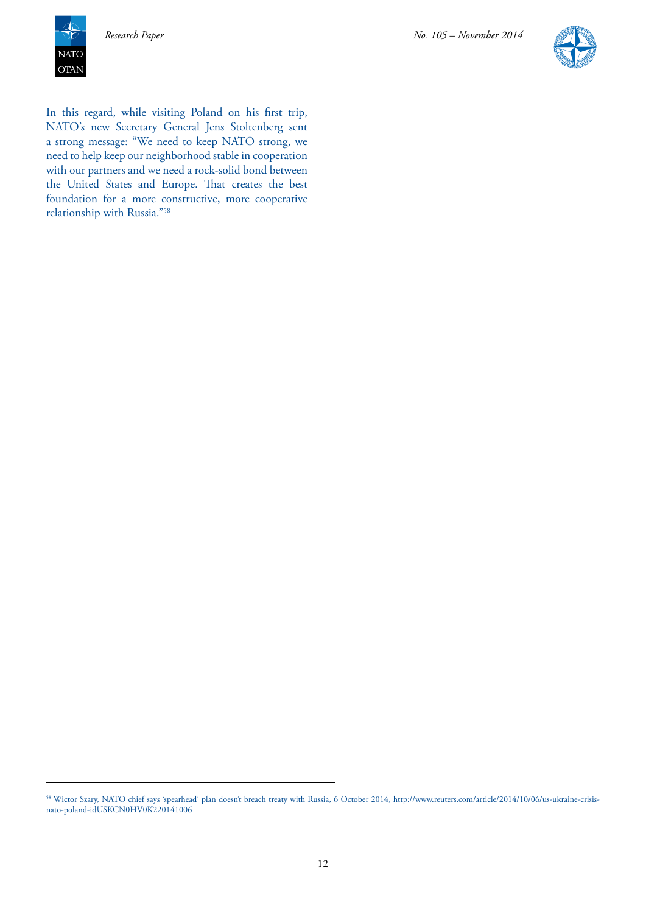In this regard, while visiting Poland on his first trip, NATO's new Secretary General Jens Stoltenberg sent a strong message: "We need to keep NATO strong, we need to help keep our neighborhood stable in cooperation with our partners and we need a rock-solid bond between the United States and Europe. That creates the best foundation for a more constructive, more cooperative relationship with Russia."[58]

---

[58] Wictor Szary, NATO chief says 'spearhead' plan doesn't breach treaty with Russia, 6 October 2014, http://www.reuters.com/article/2014/10/06/us-ukraine-crisis-nato-poland-idUSKCN0HV0K220141006